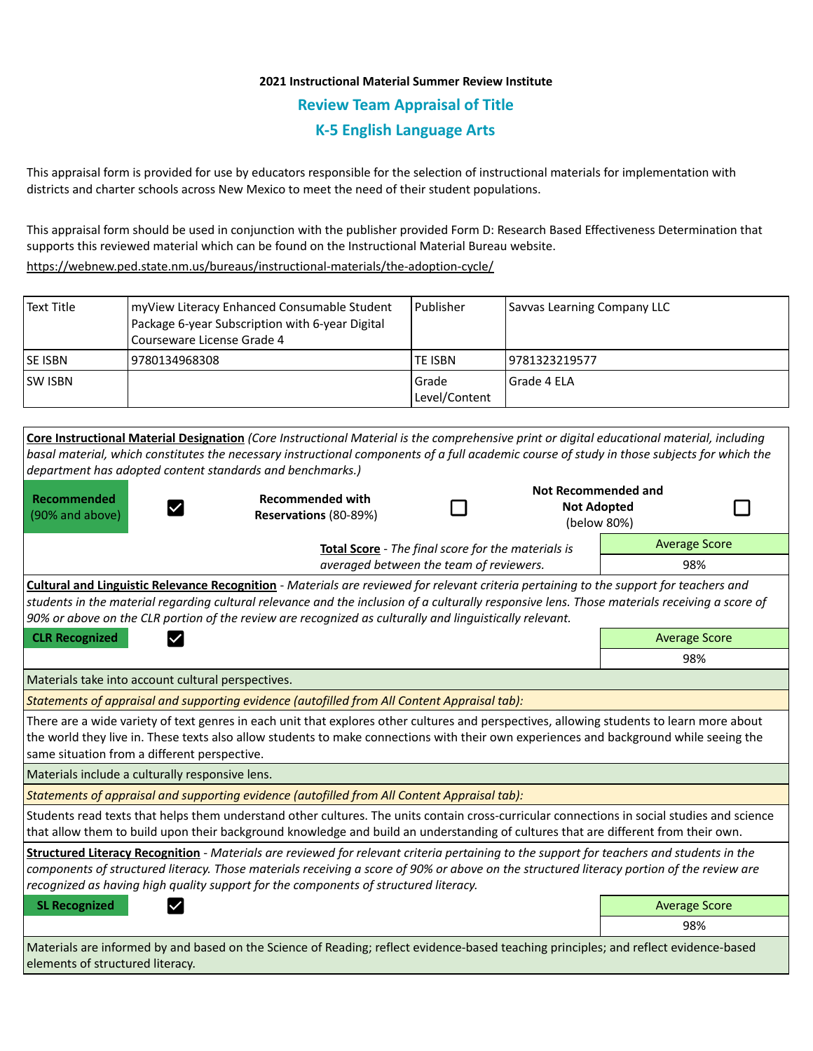**2021 Instructional Material Summer Review Institute**

## Review Team Appraisal of Title

## K-5 English Language Arts

This appraisal form is provided for use by educators responsible for the selection of instructional materials for implementation with districts and charter schools across New Mexico to meet the need of their student populations.

This appraisal form should be used in conjunction with the publisher provided Form D: Research Based Effectiveness Determination that supports this reviewed material which can be found on the Instructional Material Bureau website.

https://webnew.ped.state.nm.us/bureaus/instructional-materials/the-adoption-cycle/

| Text Title | myView Literacy Enhanced Consumable Student Package 6-year Subscription with 6-year Digital Courseware License Grade 4 | Publisher | Savvas Learning Company LLC |
|---|---|---|---|
| SE ISBN | 9780134968308 | TE ISBN | 9781323219577 |
| SW ISBN | | Grade Level/Content | Grade 4 ELA |

**Core Instructional Material Designation** *(Core Instructional Material is the comprehensive print or digital educational material, including basal material, which constitutes the necessary instructional components of a full academic course of study in those subjects for which the department has adopted content standards and benchmarks.)*

| Recommended (90% and above) | ☑ | Recommended with Reservations (80-89%) | ☐ | Not Recommended and Not Adopted (below 80%) | ☐ |
|---|---|---|---|---|---|

**Total Score** - *The final score for the materials is averaged between the team of reviewers.*

| Average Score |
|---|
| 98% |

**Cultural and Linguistic Relevance Recognition** - *Materials are reviewed for relevant criteria pertaining to the support for teachers and students in the material regarding cultural relevance and the inclusion of a culturally responsive lens. Those materials receiving a score of 90% or above on the CLR portion of the review are recognized as culturally and linguistically relevant.*

| CLR Recognized | ☑ | Average Score |
|---|---|---|
| | | 98% |

Materials take into account cultural perspectives.

*Statements of appraisal and supporting evidence (autofilled from All Content Appraisal tab):*

There are a wide variety of text genres in each unit that explores other cultures and perspectives, allowing students to learn more about the world they live in. These texts also allow students to make connections with their own experiences and background while seeing the same situation from a different perspective.

Materials include a culturally responsive lens.

*Statements of appraisal and supporting evidence (autofilled from All Content Appraisal tab):*

Students read texts that helps them understand other cultures. The units contain cross-curricular connections in social studies and science that allow them to build upon their background knowledge and build an understanding of cultures that are different from their own.

**Structured Literacy Recognition** - *Materials are reviewed for relevant criteria pertaining to the support for teachers and students in the components of structured literacy. Those materials receiving a score of 90% or above on the structured literacy portion of the review are recognized as having high quality support for the components of structured literacy.*

| SL Recognized | ☑ | Average Score |
|---|---|---|
| | | 98% |

Materials are informed by and based on the Science of Reading; reflect evidence-based teaching principles; and reflect evidence-based elements of structured literacy.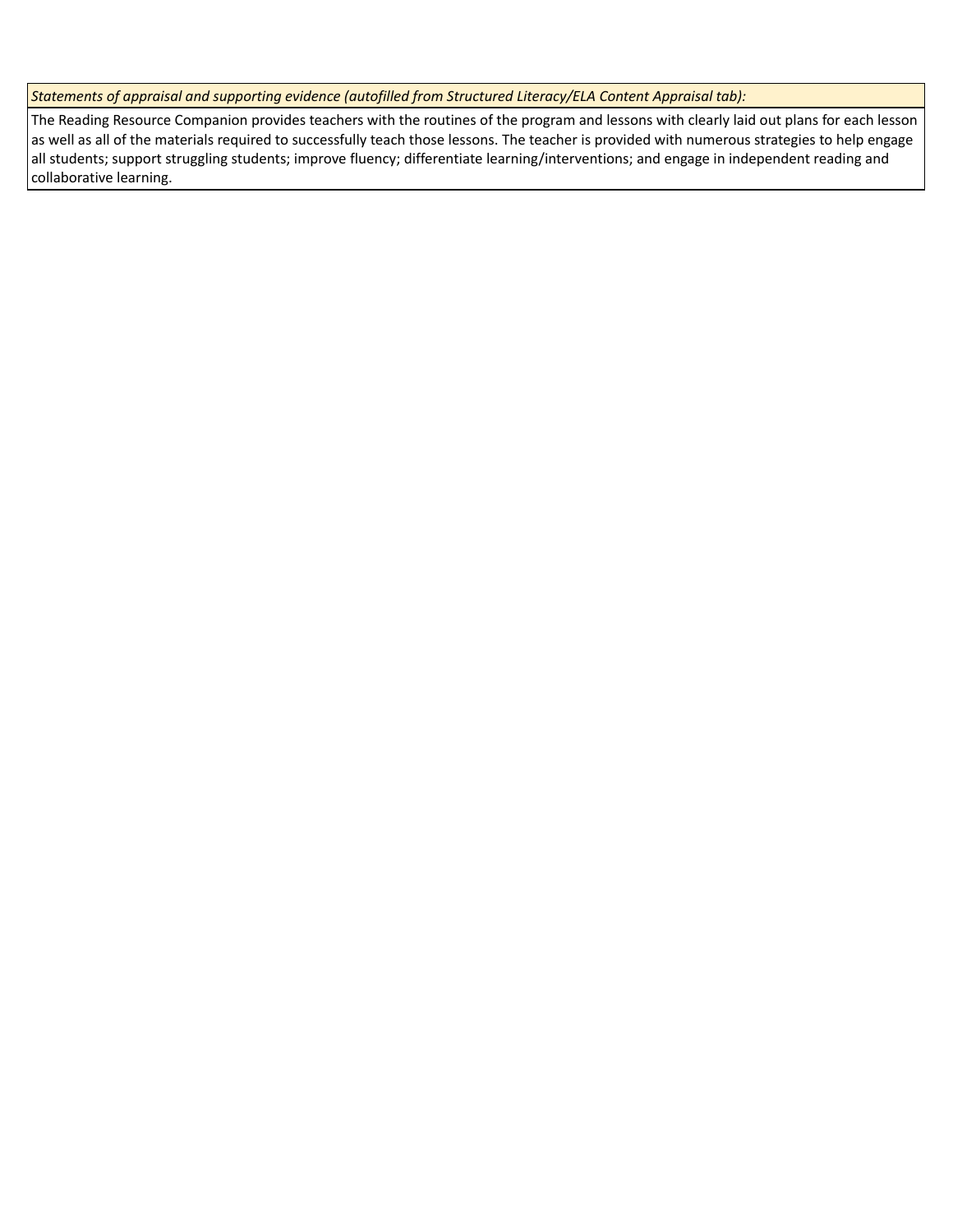| *Statements of appraisal and supporting evidence (autofilled from Structured Literacy/ELA Content Appraisal tab):* |
| --- |
| The Reading Resource Companion provides teachers with the routines of the program and lessons with clearly laid out plans for each lesson as well as all of the materials required to successfully teach those lessons. The teacher is provided with numerous strategies to help engage all students; support struggling students; improve fluency; differentiate learning/interventions; and engage in independent reading and collaborative learning. |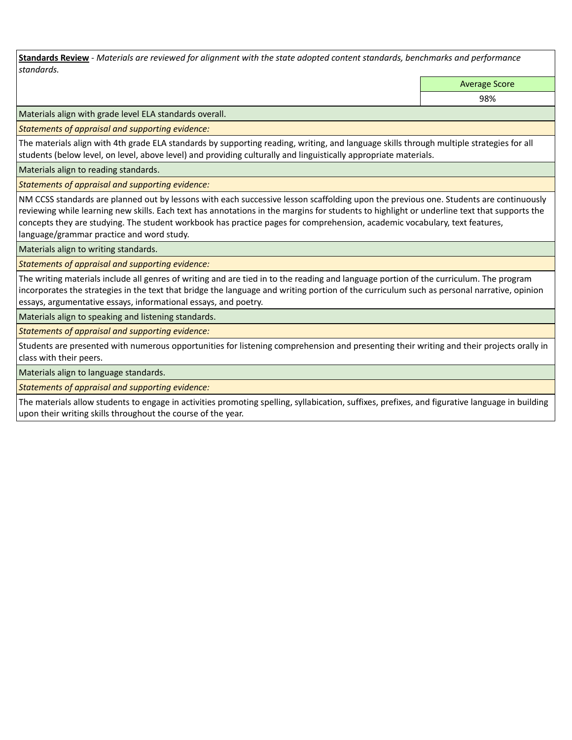**Standards Review** - *Materials are reviewed for alignment with the state adopted content standards, benchmarks and performance standards.*

| | Average Score |
|---|---|
| | 98% |

Materials align with grade level ELA standards overall.

*Statements of appraisal and supporting evidence:*

The materials align with 4th grade ELA standards by supporting reading, writing, and language skills through multiple strategies for all students (below level, on level, above level) and providing culturally and linguistically appropriate materials.

Materials align to reading standards.

*Statements of appraisal and supporting evidence:*

NM CCSS standards are planned out by lessons with each successive lesson scaffolding upon the previous one. Students are continuously reviewing while learning new skills. Each text has annotations in the margins for students to highlight or underline text that supports the concepts they are studying. The student workbook has practice pages for comprehension, academic vocabulary, text features, language/grammar practice and word study.

Materials align to writing standards.

*Statements of appraisal and supporting evidence:*

The writing materials include all genres of writing and are tied in to the reading and language portion of the curriculum. The program incorporates the strategies in the text that bridge the language and writing portion of the curriculum such as personal narrative, opinion essays, argumentative essays, informational essays, and poetry.

Materials align to speaking and listening standards.

*Statements of appraisal and supporting evidence:*

Students are presented with numerous opportunities for listening comprehension and presenting their writing and their projects orally in class with their peers.

Materials align to language standards.

*Statements of appraisal and supporting evidence:*

The materials allow students to engage in activities promoting spelling, syllabication, suffixes, prefixes, and figurative language in building upon their writing skills throughout the course of the year.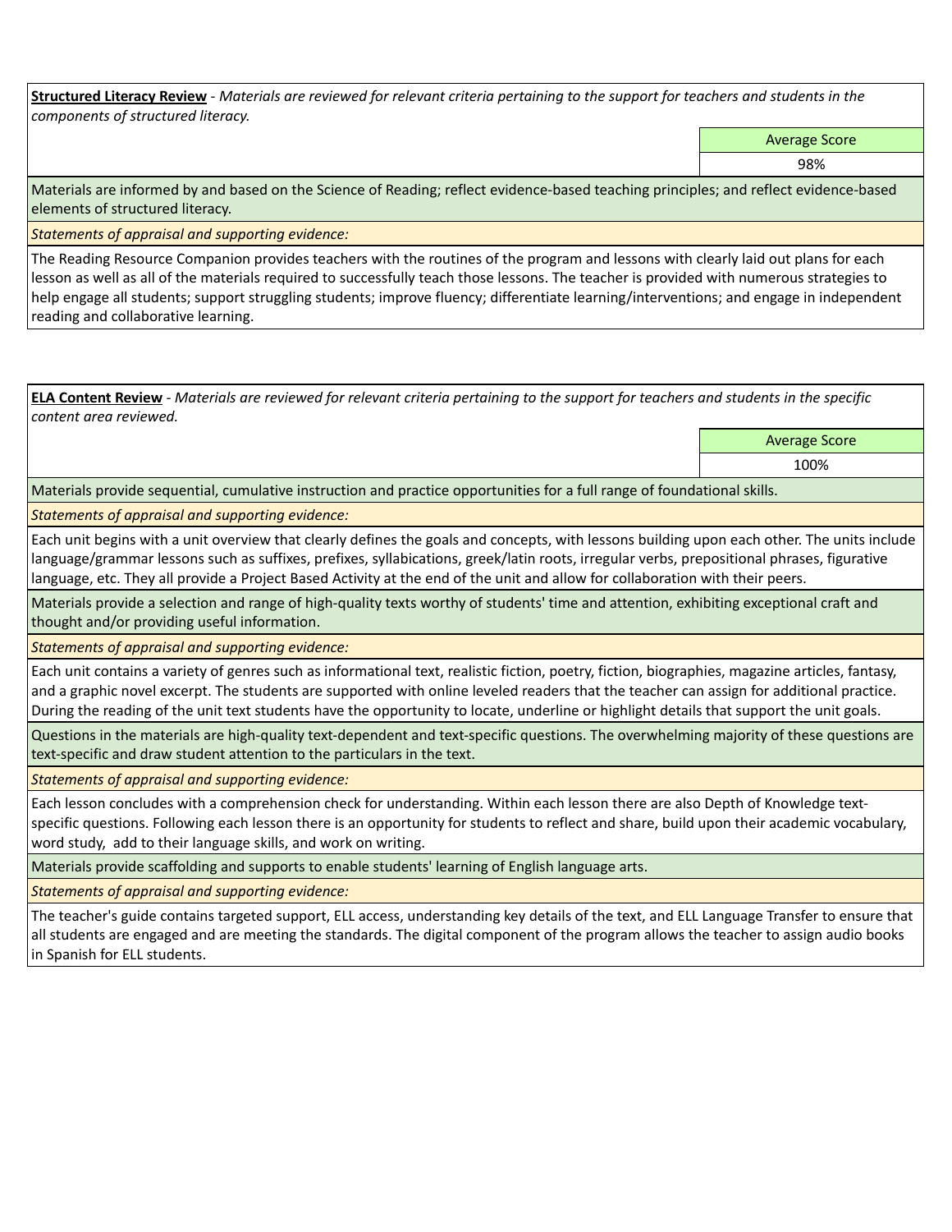**Structured Literacy Review** - *Materials are reviewed for relevant criteria pertaining to the support for teachers and students in the components of structured literacy.*

| Average Score |
| --- |
| 98% |

Materials are informed by and based on the Science of Reading; reflect evidence-based teaching principles; and reflect evidence-based elements of structured literacy.

*Statements of appraisal and supporting evidence:*

The Reading Resource Companion provides teachers with the routines of the program and lessons with clearly laid out plans for each lesson as well as all of the materials required to successfully teach those lessons. The teacher is provided with numerous strategies to help engage all students; support struggling students; improve fluency; differentiate learning/interventions; and engage in independent reading and collaborative learning.

**ELA Content Review** - *Materials are reviewed for relevant criteria pertaining to the support for teachers and students in the specific content area reviewed.*

| Average Score |
| --- |
| 100% |

Materials provide sequential, cumulative instruction and practice opportunities for a full range of foundational skills.

*Statements of appraisal and supporting evidence:*

Each unit begins with a unit overview that clearly defines the goals and concepts, with lessons building upon each other. The units include language/grammar lessons such as suffixes, prefixes, syllabications, greek/latin roots, irregular verbs, prepositional phrases, figurative language, etc. They all provide a Project Based Activity at the end of the unit and allow for collaboration with their peers.

Materials provide a selection and range of high-quality texts worthy of students' time and attention, exhibiting exceptional craft and thought and/or providing useful information.

*Statements of appraisal and supporting evidence:*

Each unit contains a variety of genres such as informational text, realistic fiction, poetry, fiction, biographies, magazine articles, fantasy, and a graphic novel excerpt. The students are supported with online leveled readers that the teacher can assign for additional practice. During the reading of the unit text students have the opportunity to locate, underline or highlight details that support the unit goals.

Questions in the materials are high-quality text-dependent and text-specific questions. The overwhelming majority of these questions are text-specific and draw student attention to the particulars in the text.

*Statements of appraisal and supporting evidence:*

Each lesson concludes with a comprehension check for understanding. Within each lesson there are also Depth of Knowledge text-specific questions. Following each lesson there is an opportunity for students to reflect and share, build upon their academic vocabulary, word study, add to their language skills, and work on writing.

Materials provide scaffolding and supports to enable students' learning of English language arts.

*Statements of appraisal and supporting evidence:*

The teacher's guide contains targeted support, ELL access, understanding key details of the text, and ELL Language Transfer to ensure that all students are engaged and are meeting the standards. The digital component of the program allows the teacher to assign audio books in Spanish for ELL students.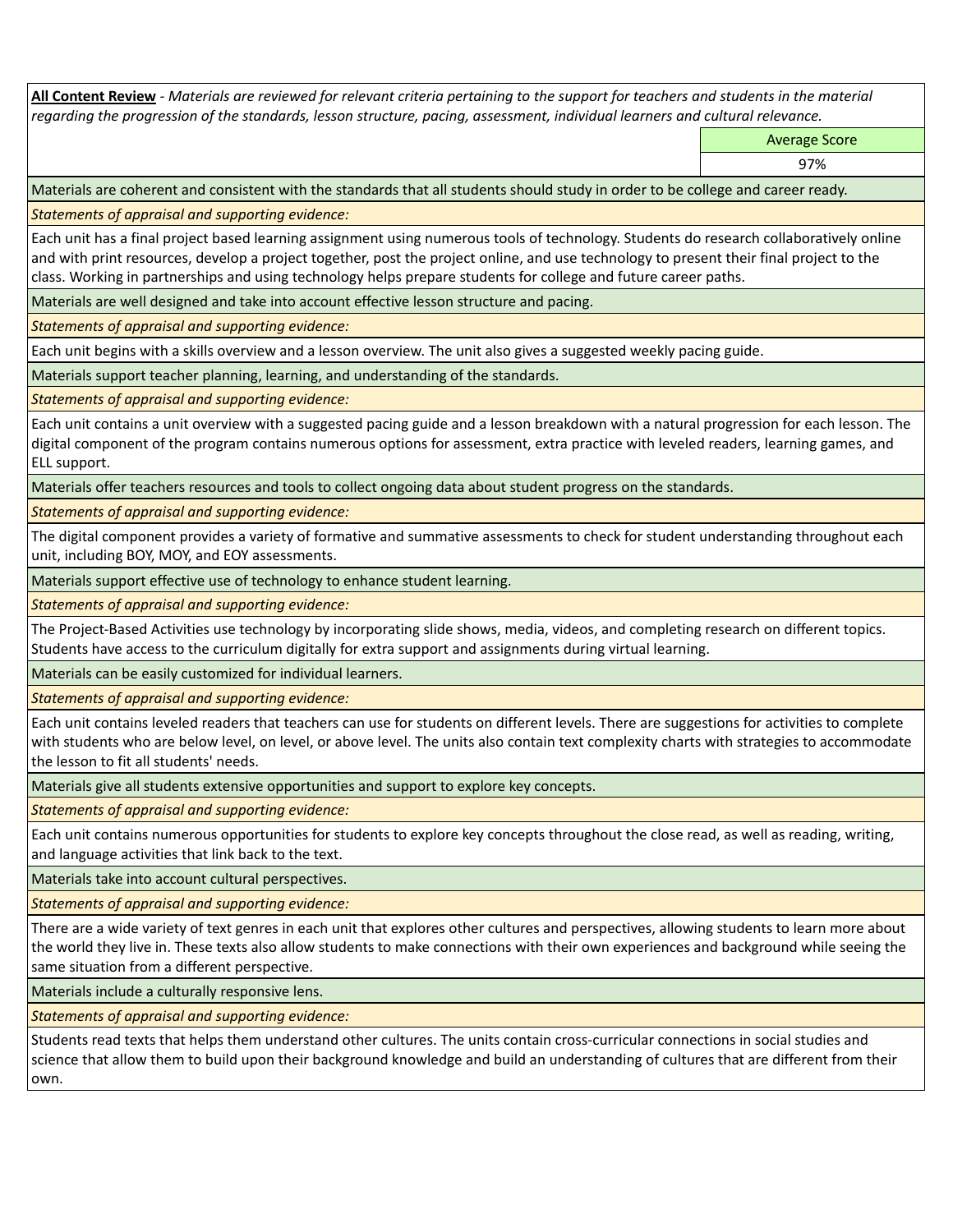**All Content Review** - *Materials are reviewed for relevant criteria pertaining to the support for teachers and students in the material regarding the progression of the standards, lesson structure, pacing, assessment, individual learners and cultural relevance.*

| | Average Score |
|---|---|
| | 97% |

Materials are coherent and consistent with the standards that all students should study in order to be college and career ready.

*Statements of appraisal and supporting evidence:*

Each unit has a final project based learning assignment using numerous tools of technology. Students do research collaboratively online and with print resources, develop a project together, post the project online, and use technology to present their final project to the class. Working in partnerships and using technology helps prepare students for college and future career paths.

Materials are well designed and take into account effective lesson structure and pacing.

*Statements of appraisal and supporting evidence:*

Each unit begins with a skills overview and a lesson overview. The unit also gives a suggested weekly pacing guide.

Materials support teacher planning, learning, and understanding of the standards.

*Statements of appraisal and supporting evidence:*

Each unit contains a unit overview with a suggested pacing guide and a lesson breakdown with a natural progression for each lesson. The digital component of the program contains numerous options for assessment, extra practice with leveled readers, learning games, and ELL support.

Materials offer teachers resources and tools to collect ongoing data about student progress on the standards.

*Statements of appraisal and supporting evidence:*

The digital component provides a variety of formative and summative assessments to check for student understanding throughout each unit, including BOY, MOY, and EOY assessments.

Materials support effective use of technology to enhance student learning.

*Statements of appraisal and supporting evidence:*

The Project-Based Activities use technology by incorporating slide shows, media, videos, and completing research on different topics. Students have access to the curriculum digitally for extra support and assignments during virtual learning.

Materials can be easily customized for individual learners.

*Statements of appraisal and supporting evidence:*

Each unit contains leveled readers that teachers can use for students on different levels. There are suggestions for activities to complete with students who are below level, on level, or above level. The units also contain text complexity charts with strategies to accommodate the lesson to fit all students' needs.

Materials give all students extensive opportunities and support to explore key concepts.

*Statements of appraisal and supporting evidence:*

Each unit contains numerous opportunities for students to explore key concepts throughout the close read, as well as reading, writing, and language activities that link back to the text.

Materials take into account cultural perspectives.

*Statements of appraisal and supporting evidence:*

There are a wide variety of text genres in each unit that explores other cultures and perspectives, allowing students to learn more about the world they live in. These texts also allow students to make connections with their own experiences and background while seeing the same situation from a different perspective.

Materials include a culturally responsive lens.

*Statements of appraisal and supporting evidence:*

Students read texts that helps them understand other cultures. The units contain cross-curricular connections in social studies and science that allow them to build upon their background knowledge and build an understanding of cultures that are different from their own.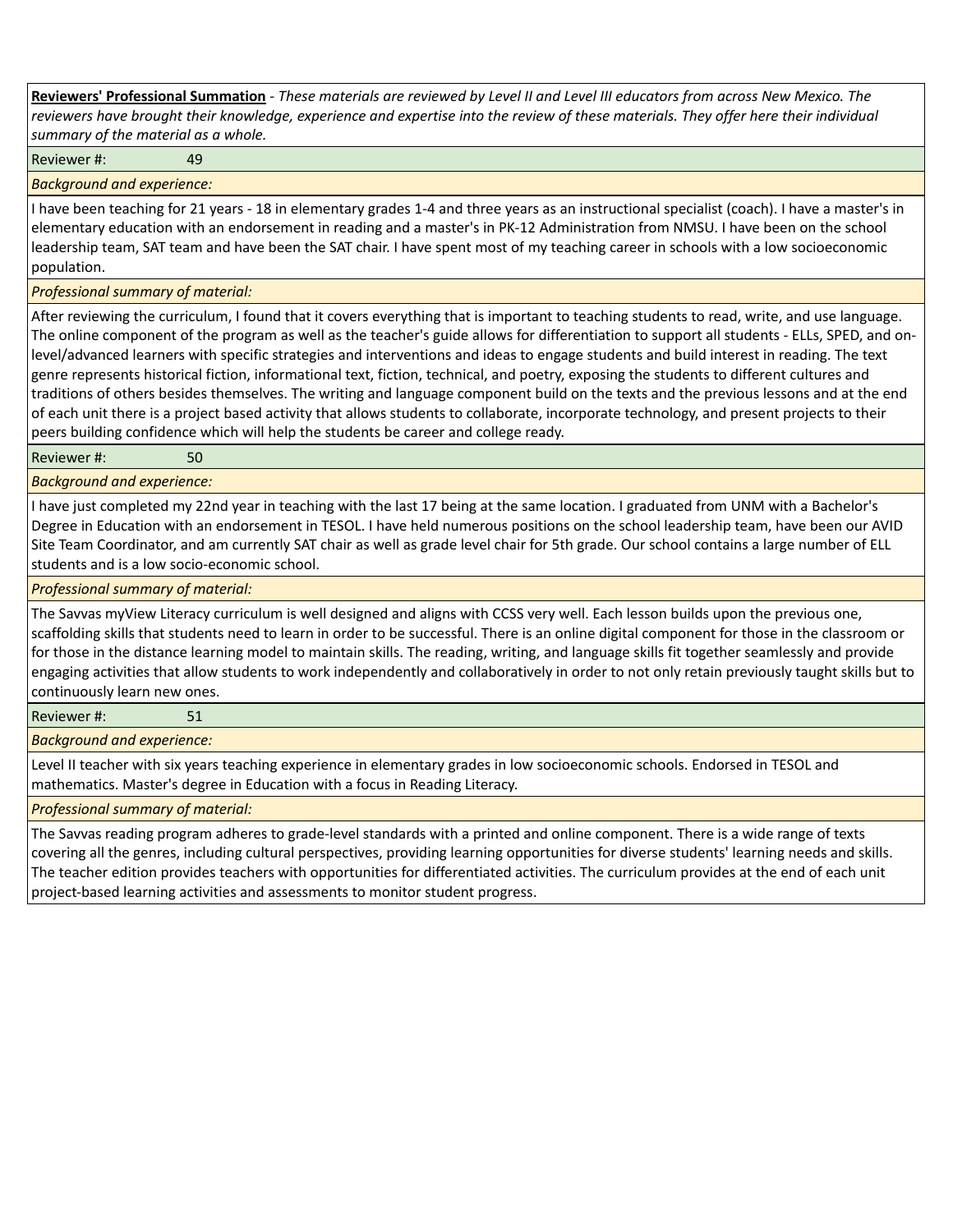**Reviewers' Professional Summation** - *These materials are reviewed by Level II and Level III educators from across New Mexico. The reviewers have brought their knowledge, experience and expertise into the review of these materials. They offer here their individual summary of the material as a whole.*

Reviewer #: 49

*Background and experience:*

I have been teaching for 21 years - 18 in elementary grades 1-4 and three years as an instructional specialist (coach). I have a master's in elementary education with an endorsement in reading and a master's in PK-12 Administration from NMSU. I have been on the school leadership team, SAT team and have been the SAT chair. I have spent most of my teaching career in schools with a low socioeconomic population.

*Professional summary of material:*

After reviewing the curriculum, I found that it covers everything that is important to teaching students to read, write, and use language. The online component of the program as well as the teacher's guide allows for differentiation to support all students - ELLs, SPED, and on-level/advanced learners with specific strategies and interventions and ideas to engage students and build interest in reading. The text genre represents historical fiction, informational text, fiction, technical, and poetry, exposing the students to different cultures and traditions of others besides themselves. The writing and language component build on the texts and the previous lessons and at the end of each unit there is a project based activity that allows students to collaborate, incorporate technology, and present projects to their peers building confidence which will help the students be career and college ready.

Reviewer #: 50

*Background and experience:*

I have just completed my 22nd year in teaching with the last 17 being at the same location. I graduated from UNM with a Bachelor's Degree in Education with an endorsement in TESOL. I have held numerous positions on the school leadership team, have been our AVID Site Team Coordinator, and am currently SAT chair as well as grade level chair for 5th grade. Our school contains a large number of ELL students and is a low socio-economic school.

*Professional summary of material:*

The Savvas myView Literacy curriculum is well designed and aligns with CCSS very well. Each lesson builds upon the previous one, scaffolding skills that students need to learn in order to be successful. There is an online digital component for those in the classroom or for those in the distance learning model to maintain skills. The reading, writing, and language skills fit together seamlessly and provide engaging activities that allow students to work independently and collaboratively in order to not only retain previously taught skills but to continuously learn new ones.

Reviewer #: 51

*Background and experience:*

Level II teacher with six years teaching experience in elementary grades in low socioeconomic schools. Endorsed in TESOL and mathematics. Master's degree in Education with a focus in Reading Literacy.

*Professional summary of material:*

The Savvas reading program adheres to grade-level standards with a printed and online component. There is a wide range of texts covering all the genres, including cultural perspectives, providing learning opportunities for diverse students' learning needs and skills. The teacher edition provides teachers with opportunities for differentiated activities. The curriculum provides at the end of each unit project-based learning activities and assessments to monitor student progress.